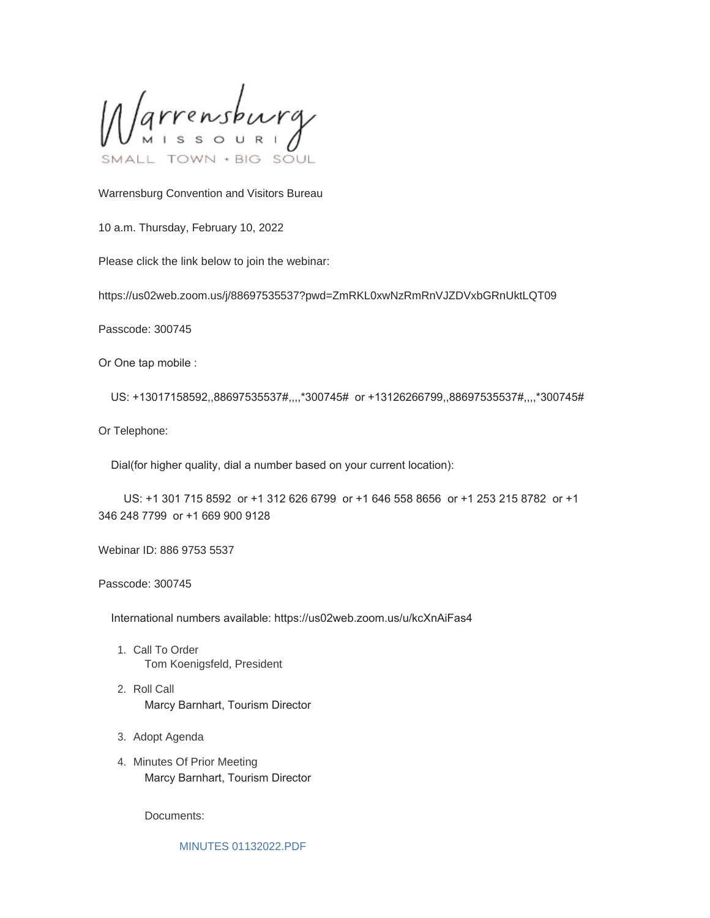Warrensburg MISSOURI SMALL TOWN • BIG SOUL

Warrensburg Convention and Visitors Bureau

10 a.m. Thursday, February 10, 2022

Please click the link below to join the webinar:

https://us02web.zoom.us/j/88697535537?pwd=ZmRKL0xwNzRmRnVJZDVxbGRnUktLQT09

Passcode: 300745

Or One tap mobile :

US: +13017158592,,88697535537#,,,,*300745# or +13126266799,,88697535537#,,,,*300745#

Or Telephone:

Dial(for higher quality, dial a number based on your current location):

US: +1 301 715 8592 or +1 312 626 6799 or +1 646 558 8656 or +1 253 215 8782 or +1 346 248 7799 or +1 669 900 9128

Webinar ID: 886 9753 5537

Passcode: 300745

International numbers available: https://us02web.zoom.us/u/kcXnAiFas4

1. Call To Order
   Tom Koenigsfeld, President
2. Roll Call
   Marcy Barnhart, Tourism Director
3. Adopt Agenda
4. Minutes Of Prior Meeting
   Marcy Barnhart, Tourism Director

   Documents:

   MINUTES 01132022.PDF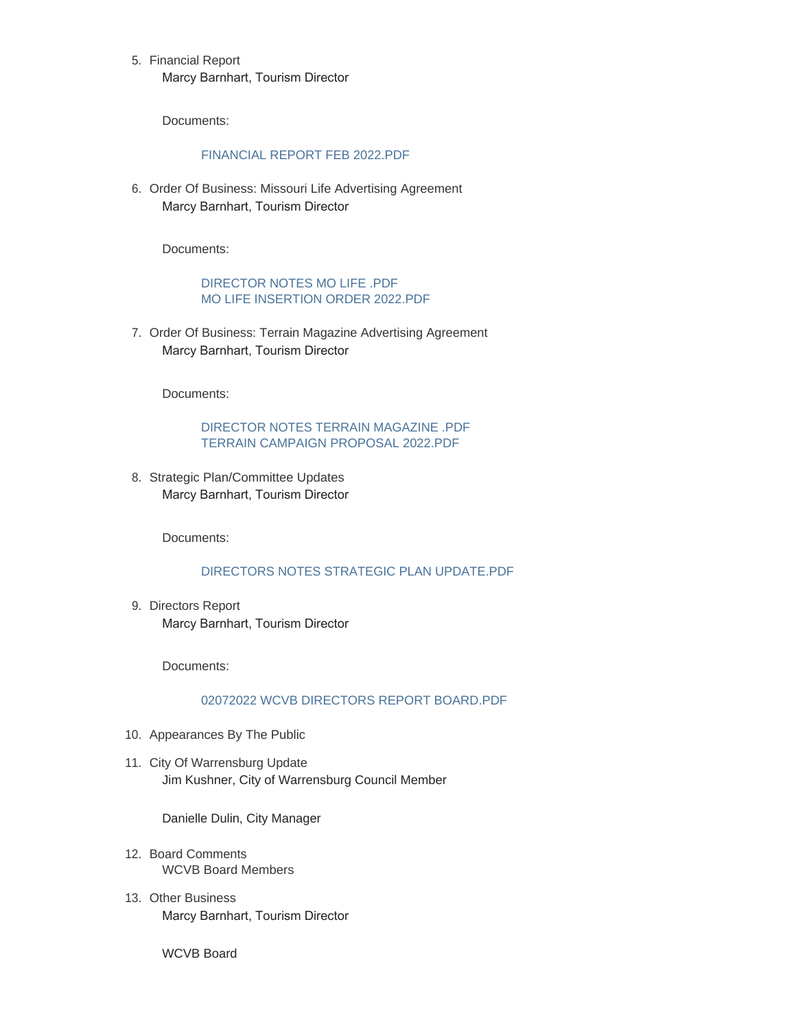5. Financial Report

   Marcy Barnhart, Tourism Director

   Documents:

   FINANCIAL REPORT FEB 2022.PDF

6. Order Of Business: Missouri Life Advertising Agreement

   Marcy Barnhart, Tourism Director

   Documents:

   DIRECTOR NOTES MO LIFE .PDF
   MO LIFE INSERTION ORDER 2022.PDF

7. Order Of Business: Terrain Magazine Advertising Agreement

   Marcy Barnhart, Tourism Director

   Documents:

   DIRECTOR NOTES TERRAIN MAGAZINE .PDF
   TERRAIN CAMPAIGN PROPOSAL 2022.PDF

8. Strategic Plan/Committee Updates

   Marcy Barnhart, Tourism Director

   Documents:

   DIRECTORS NOTES STRATEGIC PLAN UPDATE.PDF

9. Directors Report

   Marcy Barnhart, Tourism Director

   Documents:

   02072022 WCVB DIRECTORS REPORT BOARD.PDF

10. Appearances By The Public

11. City Of Warrensburg Update

    Jim Kushner, City of Warrensburg Council Member

    Danielle Dulin, City Manager

12. Board Comments

    WCVB Board Members

13. Other Business

    Marcy Barnhart, Tourism Director

    WCVB Board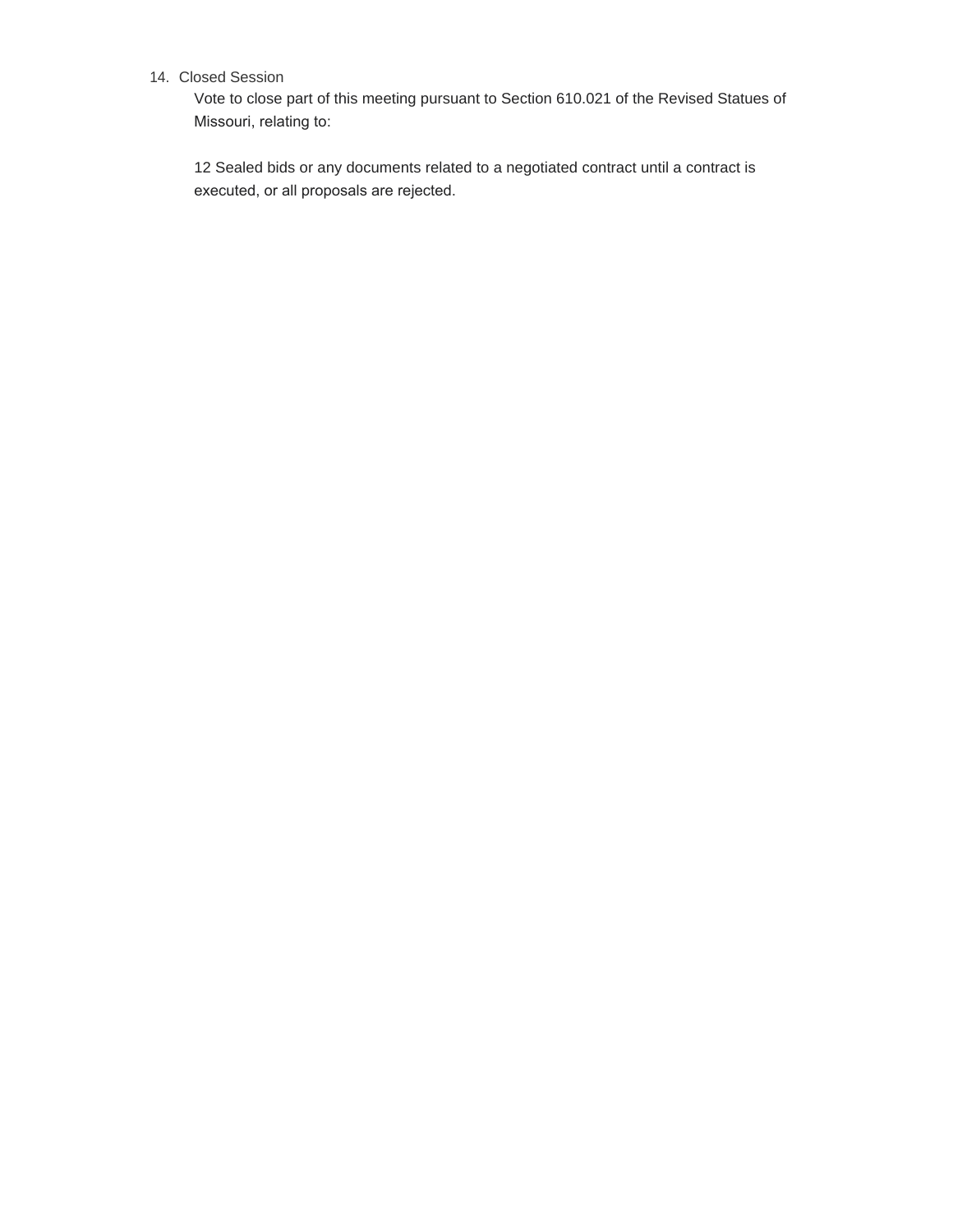14. Closed Session

    Vote to close part of this meeting pursuant to Section 610.021 of the Revised Statues of Missouri, relating to:

    12 Sealed bids or any documents related to a negotiated contract until a contract is executed, or all proposals are rejected.